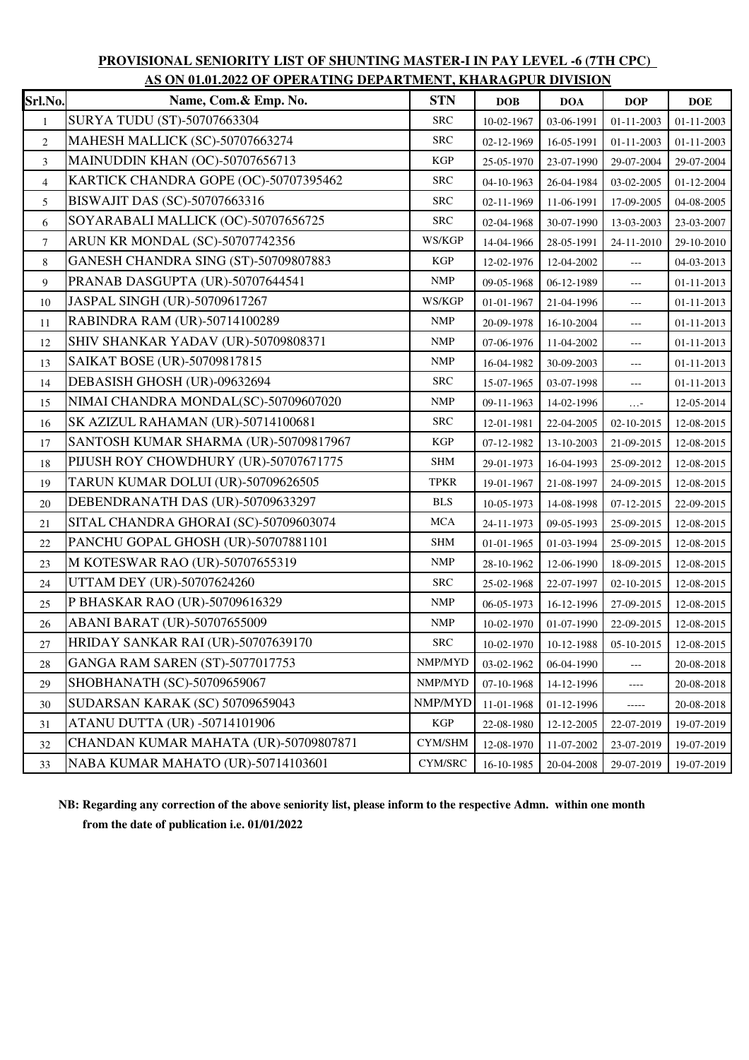**PROVISIONAL SENIORITY LIST OF SHUNTING MASTER-I IN PAY LEVEL -6 (7TH CPC)**
**AS ON 01.01.2022 OF OPERATING DEPARTMENT, KHARAGPUR DIVISION**

| Srl.No. | Name, Com.& Emp. No. | STN | DOB | DOA | DOP | DOE |
|---|---|---|---|---|---|---|
| 1 | SURYA TUDU (ST)-50707663304 | SRC | 10-02-1967 | 03-06-1991 | 01-11-2003 | 01-11-2003 |
| 2 | MAHESH MALLICK (SC)-50707663274 | SRC | 02-12-1969 | 16-05-1991 | 01-11-2003 | 01-11-2003 |
| 3 | MAINUDDIN KHAN (OC)-50707656713 | KGP | 25-05-1970 | 23-07-1990 | 29-07-2004 | 29-07-2004 |
| 4 | KARTICK CHANDRA GOPE (OC)-50707395462 | SRC | 04-10-1963 | 26-04-1984 | 03-02-2005 | 01-12-2004 |
| 5 | BISWAJIT DAS (SC)-50707663316 | SRC | 02-11-1969 | 11-06-1991 | 17-09-2005 | 04-08-2005 |
| 6 | SOYARABALI MALLICK (OC)-50707656725 | SRC | 02-04-1968 | 30-07-1990 | 13-03-2003 | 23-03-2007 |
| 7 | ARUN KR MONDAL (SC)-50707742356 | WS/KGP | 14-04-1966 | 28-05-1991 | 24-11-2010 | 29-10-2010 |
| 8 | GANESH CHANDRA SING (ST)-50709807883 | KGP | 12-02-1976 | 12-04-2002 | --- | 04-03-2013 |
| 9 | PRANAB DASGUPTA (UR)-50707644541 | NMP | 09-05-1968 | 06-12-1989 | --- | 01-11-2013 |
| 10 | JASPAL SINGH (UR)-50709617267 | WS/KGP | 01-01-1967 | 21-04-1996 | --- | 01-11-2013 |
| 11 | RABINDRA RAM (UR)-50714100289 | NMP | 20-09-1978 | 16-10-2004 | --- | 01-11-2013 |
| 12 | SHIV SHANKAR YADAV (UR)-50709808371 | NMP | 07-06-1976 | 11-04-2002 | --- | 01-11-2013 |
| 13 | SAIKAT BOSE (UR)-50709817815 | NMP | 16-04-1982 | 30-09-2003 | --- | 01-11-2013 |
| 14 | DEBASISH GHOSH (UR)-09632694 | SRC | 15-07-1965 | 03-07-1998 | --- | 01-11-2013 |
| 15 | NIMAI CHANDRA MONDAL(SC)-50709607020 | NMP | 09-11-1963 | 14-02-1996 | …- | 12-05-2014 |
| 16 | SK AZIZUL RAHAMAN (UR)-50714100681 | SRC | 12-01-1981 | 22-04-2005 | 02-10-2015 | 12-08-2015 |
| 17 | SANTOSH KUMAR SHARMA (UR)-50709817967 | KGP | 07-12-1982 | 13-10-2003 | 21-09-2015 | 12-08-2015 |
| 18 | PIJUSH ROY CHOWDHURY (UR)-50707671775 | SHM | 29-01-1973 | 16-04-1993 | 25-09-2012 | 12-08-2015 |
| 19 | TARUN KUMAR DOLUI (UR)-50709626505 | TPKR | 19-01-1967 | 21-08-1997 | 24-09-2015 | 12-08-2015 |
| 20 | DEBENDRANATH DAS (UR)-50709633297 | BLS | 10-05-1973 | 14-08-1998 | 07-12-2015 | 22-09-2015 |
| 21 | SITAL CHANDRA GHORAI (SC)-50709603074 | MCA | 24-11-1973 | 09-05-1993 | 25-09-2015 | 12-08-2015 |
| 22 | PANCHU GOPAL GHOSH (UR)-50707881101 | SHM | 01-01-1965 | 01-03-1994 | 25-09-2015 | 12-08-2015 |
| 23 | M KOTESWAR RAO (UR)-50707655319 | NMP | 28-10-1962 | 12-06-1990 | 18-09-2015 | 12-08-2015 |
| 24 | UTTAM DEY (UR)-50707624260 | SRC | 25-02-1968 | 22-07-1997 | 02-10-2015 | 12-08-2015 |
| 25 | P BHASKAR RAO (UR)-50709616329 | NMP | 06-05-1973 | 16-12-1996 | 27-09-2015 | 12-08-2015 |
| 26 | ABANI BARAT (UR)-50707655009 | NMP | 10-02-1970 | 01-07-1990 | 22-09-2015 | 12-08-2015 |
| 27 | HRIDAY SANKAR RAI (UR)-50707639170 | SRC | 10-02-1970 | 10-12-1988 | 05-10-2015 | 12-08-2015 |
| 28 | GANGA RAM SAREN (ST)-5077017753 | NMP/MYD | 03-02-1962 | 06-04-1990 | --- | 20-08-2018 |
| 29 | SHOBHANATH (SC)-50709659067 | NMP/MYD | 07-10-1968 | 14-12-1996 | ---- | 20-08-2018 |
| 30 | SUDARSAN KARAK (SC) 50709659043 | NMP/MYD | 11-01-1968 | 01-12-1996 | ----- | 20-08-2018 |
| 31 | ATANU DUTTA (UR) -50714101906 | KGP | 22-08-1980 | 12-12-2005 | 22-07-2019 | 19-07-2019 |
| 32 | CHANDAN KUMAR MAHATA (UR)-50709807871 | CYM/SHM | 12-08-1970 | 11-07-2002 | 23-07-2019 | 19-07-2019 |
| 33 | NABA KUMAR MAHATO (UR)-50714103601 | CYM/SRC | 16-10-1985 | 20-04-2008 | 29-07-2019 | 19-07-2019 |

**NB: Regarding any correction of the above seniority list, please inform to the respective Admn. within one month from the date of publication i.e. 01/01/2022**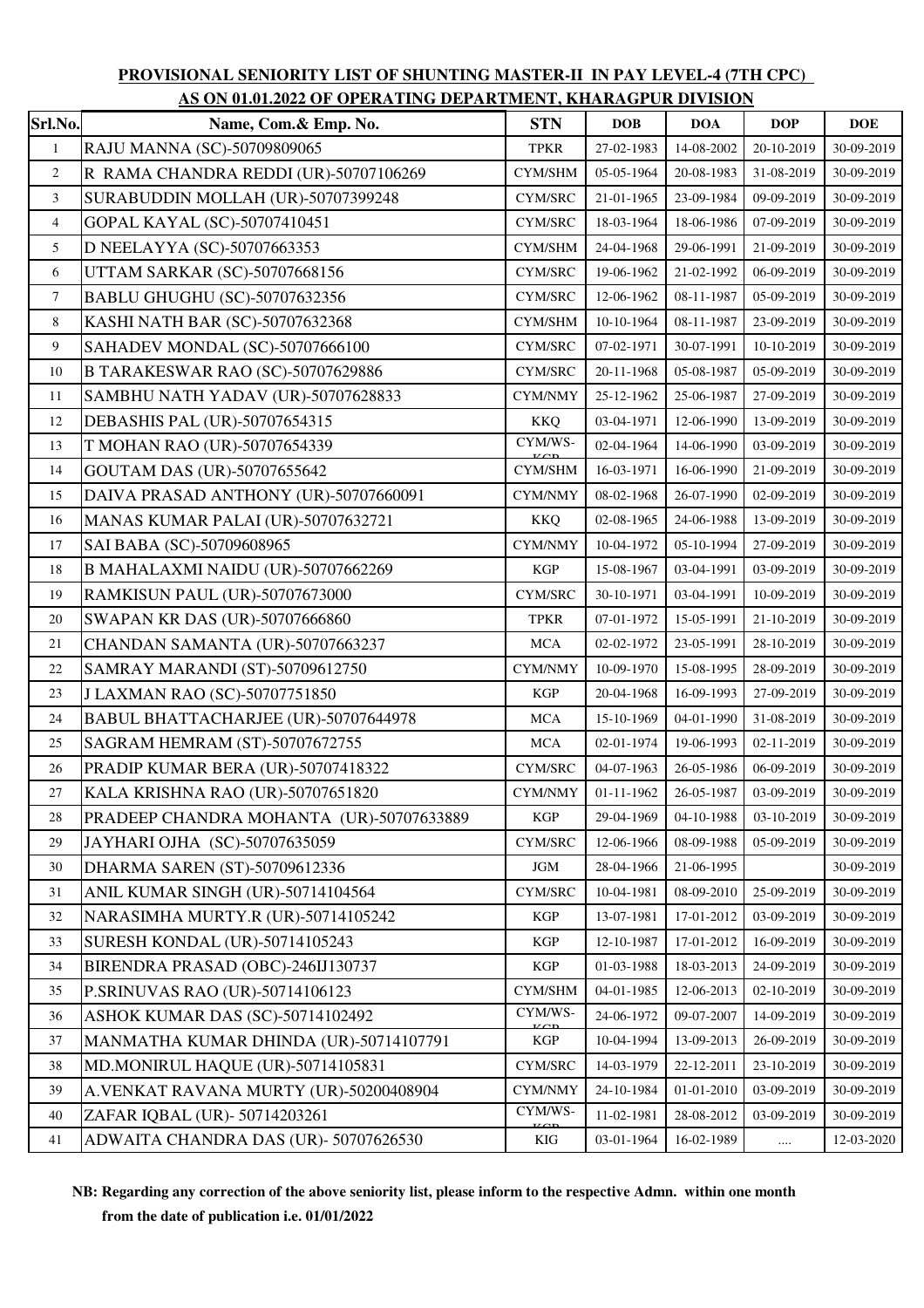**PROVISIONAL SENIORITY LIST OF SHUNTING MASTER-II IN PAY LEVEL-4 (7TH CPC) AS ON 01.01.2022 OF OPERATING DEPARTMENT, KHARAGPUR DIVISION**

| Srl.No. | Name, Com.& Emp. No. | STN | DOB | DOA | DOP | DOE |
|---|---|---|---|---|---|---|
| 1 | RAJU MANNA (SC)-50709809065 | TPKR | 27-02-1983 | 14-08-2002 | 20-10-2019 | 30-09-2019 |
| 2 | R RAMA CHANDRA REDDI (UR)-50707106269 | CYM/SHM | 05-05-1964 | 20-08-1983 | 31-08-2019 | 30-09-2019 |
| 3 | SURABUDDIN MOLLAH (UR)-50707399248 | CYM/SRC | 21-01-1965 | 23-09-1984 | 09-09-2019 | 30-09-2019 |
| 4 | GOPAL KAYAL (SC)-50707410451 | CYM/SRC | 18-03-1964 | 18-06-1986 | 07-09-2019 | 30-09-2019 |
| 5 | D NEELAYYA (SC)-50707663353 | CYM/SHM | 24-04-1968 | 29-06-1991 | 21-09-2019 | 30-09-2019 |
| 6 | UTTAM SARKAR (SC)-50707668156 | CYM/SRC | 19-06-1962 | 21-02-1992 | 06-09-2019 | 30-09-2019 |
| 7 | BABLU GHUGHU (SC)-50707632356 | CYM/SRC | 12-06-1962 | 08-11-1987 | 05-09-2019 | 30-09-2019 |
| 8 | KASHI NATH BAR (SC)-50707632368 | CYM/SHM | 10-10-1964 | 08-11-1987 | 23-09-2019 | 30-09-2019 |
| 9 | SAHADEV MONDAL (SC)-50707666100 | CYM/SRC | 07-02-1971 | 30-07-1991 | 10-10-2019 | 30-09-2019 |
| 10 | B TARAKESWAR RAO (SC)-50707629886 | CYM/SRC | 20-11-1968 | 05-08-1987 | 05-09-2019 | 30-09-2019 |
| 11 | SAMBHU NATH YADAV (UR)-50707628833 | CYM/NMY | 25-12-1962 | 25-06-1987 | 27-09-2019 | 30-09-2019 |
| 12 | DEBASHIS PAL (UR)-50707654315 | KKQ | 03-04-1971 | 12-06-1990 | 13-09-2019 | 30-09-2019 |
| 13 | T MOHAN RAO (UR)-50707654339 | CYM/WS-KGP | 02-04-1964 | 14-06-1990 | 03-09-2019 | 30-09-2019 |
| 14 | GOUTAM DAS (UR)-50707655642 | CYM/SHM | 16-03-1971 | 16-06-1990 | 21-09-2019 | 30-09-2019 |
| 15 | DAIVA PRASAD ANTHONY (UR)-50707660091 | CYM/NMY | 08-02-1968 | 26-07-1990 | 02-09-2019 | 30-09-2019 |
| 16 | MANAS KUMAR PALAI (UR)-50707632721 | KKQ | 02-08-1965 | 24-06-1988 | 13-09-2019 | 30-09-2019 |
| 17 | SAI BABA (SC)-50709608965 | CYM/NMY | 10-04-1972 | 05-10-1994 | 27-09-2019 | 30-09-2019 |
| 18 | B MAHALAXMI NAIDU (UR)-50707662269 | KGP | 15-08-1967 | 03-04-1991 | 03-09-2019 | 30-09-2019 |
| 19 | RAMKISUN PAUL (UR)-50707673000 | CYM/SRC | 30-10-1971 | 03-04-1991 | 10-09-2019 | 30-09-2019 |
| 20 | SWAPAN KR DAS (UR)-50707666860 | TPKR | 07-01-1972 | 15-05-1991 | 21-10-2019 | 30-09-2019 |
| 21 | CHANDAN SAMANTA (UR)-50707663237 | MCA | 02-02-1972 | 23-05-1991 | 28-10-2019 | 30-09-2019 |
| 22 | SAMRAY MARANDI (ST)-50709612750 | CYM/NMY | 10-09-1970 | 15-08-1995 | 28-09-2019 | 30-09-2019 |
| 23 | J LAXMAN RAO (SC)-50707751850 | KGP | 20-04-1968 | 16-09-1993 | 27-09-2019 | 30-09-2019 |
| 24 | BABUL BHATTACHARJEE (UR)-50707644978 | MCA | 15-10-1969 | 04-01-1990 | 31-08-2019 | 30-09-2019 |
| 25 | SAGRAM HEMRAM (ST)-50707672755 | MCA | 02-01-1974 | 19-06-1993 | 02-11-2019 | 30-09-2019 |
| 26 | PRADIP KUMAR BERA (UR)-50707418322 | CYM/SRC | 04-07-1963 | 26-05-1986 | 06-09-2019 | 30-09-2019 |
| 27 | KALA KRISHNA RAO (UR)-50707651820 | CYM/NMY | 01-11-1962 | 26-05-1987 | 03-09-2019 | 30-09-2019 |
| 28 | PRADEEP CHANDRA MOHANTA (UR)-50707633889 | KGP | 29-04-1969 | 04-10-1988 | 03-10-2019 | 30-09-2019 |
| 29 | JAYHARI OJHA (SC)-50707635059 | CYM/SRC | 12-06-1966 | 08-09-1988 | 05-09-2019 | 30-09-2019 |
| 30 | DHARMA SAREN (ST)-50709612336 | JGM | 28-04-1966 | 21-06-1995 | | 30-09-2019 |
| 31 | ANIL KUMAR SINGH (UR)-50714104564 | CYM/SRC | 10-04-1981 | 08-09-2010 | 25-09-2019 | 30-09-2019 |
| 32 | NARASIMHA MURTY.R (UR)-50714105242 | KGP | 13-07-1981 | 17-01-2012 | 03-09-2019 | 30-09-2019 |
| 33 | SURESH KONDAL (UR)-50714105243 | KGP | 12-10-1987 | 17-01-2012 | 16-09-2019 | 30-09-2019 |
| 34 | BIRENDRA PRASAD (OBC)-246IJ130737 | KGP | 01-03-1988 | 18-03-2013 | 24-09-2019 | 30-09-2019 |
| 35 | P.SRINUVAS RAO (UR)-50714106123 | CYM/SHM | 04-01-1985 | 12-06-2013 | 02-10-2019 | 30-09-2019 |
| 36 | ASHOK KUMAR DAS (SC)-50714102492 | CYM/WS-KGP | 24-06-1972 | 09-07-2007 | 14-09-2019 | 30-09-2019 |
| 37 | MANMATHA KUMAR DHINDA (UR)-50714107791 | KGP | 10-04-1994 | 13-09-2013 | 26-09-2019 | 30-09-2019 |
| 38 | MD.MONIRUL HAQUE (UR)-50714105831 | CYM/SRC | 14-03-1979 | 22-12-2011 | 23-10-2019 | 30-09-2019 |
| 39 | A.VENKAT RAVANA MURTY (UR)-50200408904 | CYM/NMY | 24-10-1984 | 01-01-2010 | 03-09-2019 | 30-09-2019 |
| 40 | ZAFAR IQBAL (UR)- 50714203261 | CYM/WS-KGP | 11-02-1981 | 28-08-2012 | 03-09-2019 | 30-09-2019 |
| 41 | ADWAITA CHANDRA DAS (UR)- 50707626530 | KIG | 03-01-1964 | 16-02-1989 | .... | 12-03-2020 |

**NB: Regarding any correction of the above seniority list, please inform to the respective Admn. within one month from the date of publication i.e. 01/01/2022**